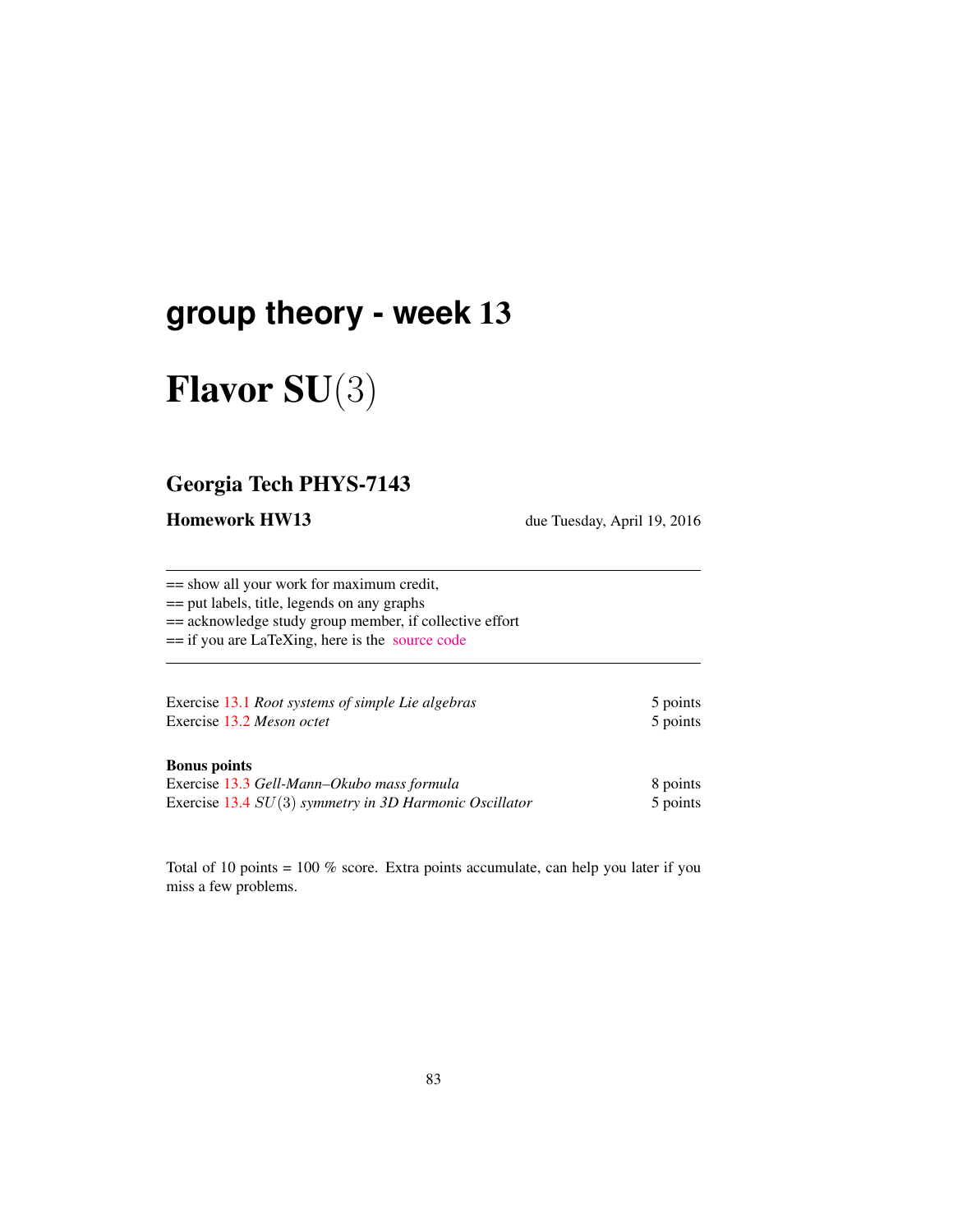# group theory - week 13

# Flavor SU$(3)$

## Georgia Tech PHYS-7143

**Homework HW13** due Tuesday, April 19, 2016

== show all your work for maximum credit,
== put labels, title, legends on any graphs
== acknowledge study group member, if collective effort
== if you are LaTeXing, here is the source code

| | |
|---|---|
| Exercise 13.1 *Root systems of simple Lie algebras* | 5 points |
| Exercise 13.2 *Meson octet* | 5 points |

**Bonus points**

| | |
|---|---|
| Exercise 13.3 *Gell-Mann–Okubo mass formula* | 8 points |
| Exercise 13.4 $SU(3)$ *symmetry in 3D Harmonic Oscillator* | 5 points |

Total of 10 points = 100 % score. Extra points accumulate, can help you later if you miss a few problems.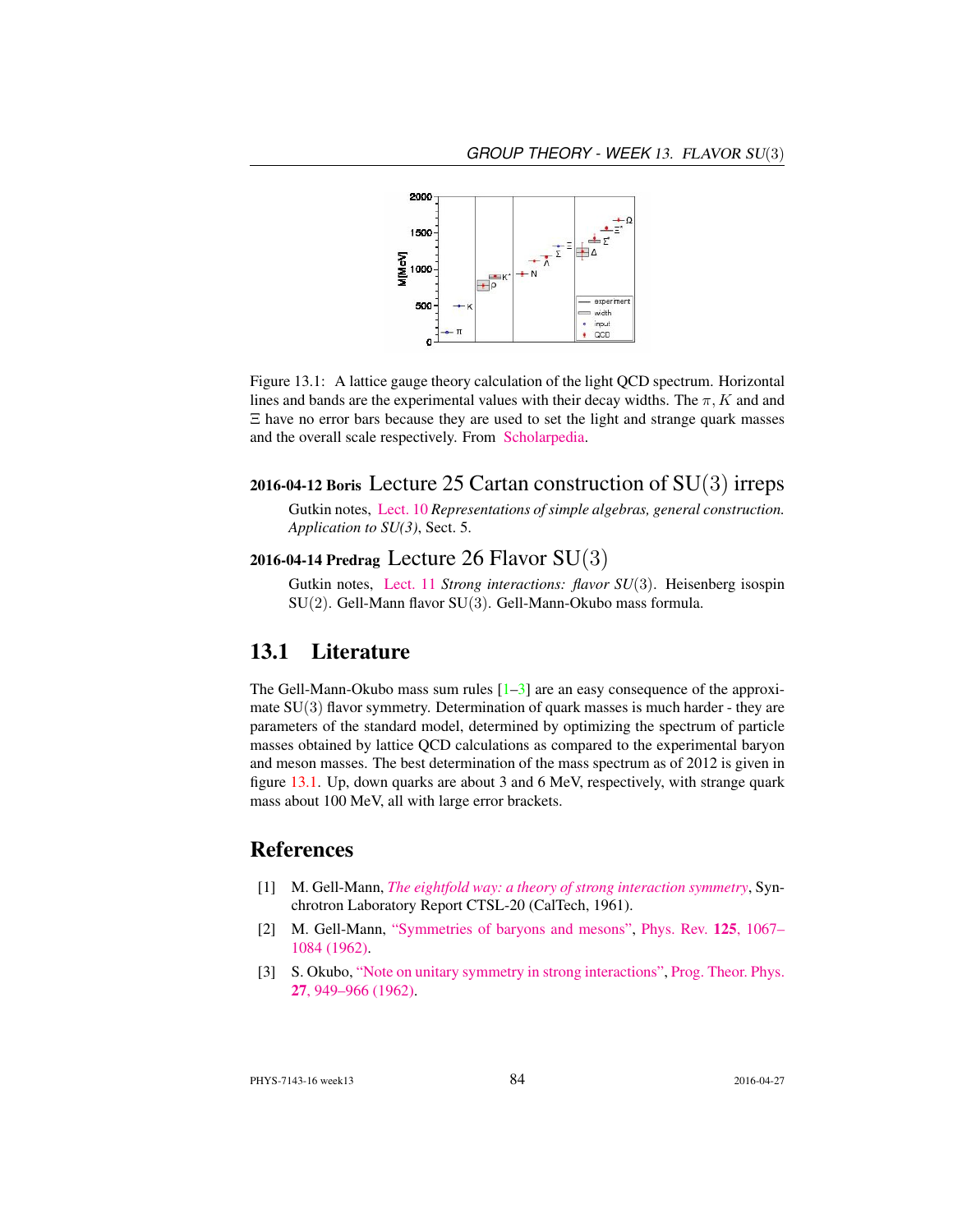Figure 13.1: A lattice gauge theory calculation of the light QCD spectrum. Horizontal lines and bands are the experimental values with their decay widths. The $\pi, K$ and and $\Xi$ have no error bars because they are used to set the light and strange quark masses and the overall scale respectively. From Scholarpedia.

### 2016-04-12 Boris Lecture 25 Cartan construction of $\mathrm{SU}(3)$ irreps

Gutkin notes, Lect. 10 *Representations of simple algebras, general construction. Application to SU(3)*, Sect. 5.

### 2016-04-14 Predrag Lecture 26 Flavor $\mathrm{SU}(3)$

Gutkin notes, Lect. 11 *Strong interactions: flavor* $SU(3)$. Heisenberg isospin $\mathrm{SU}(2)$. Gell-Mann flavor $\mathrm{SU}(3)$. Gell-Mann-Okubo mass formula.

## 13.1 Literature

The Gell-Mann-Okubo mass sum rules [1–3] are an easy consequence of the approximate $\mathrm{SU}(3)$ flavor symmetry. Determination of quark masses is much harder - they are parameters of the standard model, determined by optimizing the spectrum of particle masses obtained by lattice QCD calculations as compared to the experimental baryon and meson masses. The best determination of the mass spectrum as of 2012 is given in figure 13.1. Up, down quarks are about 3 and 6 MeV, respectively, with strange quark mass about 100 MeV, all with large error brackets.

## References

[1] M. Gell-Mann, *The eightfold way: a theory of strong interaction symmetry*, Synchrotron Laboratory Report CTSL-20 (CalTech, 1961).

[2] M. Gell-Mann, "Symmetries of baryons and mesons", Phys. Rev. **125**, 1067–1084 (1962).

[3] S. Okubo, "Note on unitary symmetry in strong interactions", Prog. Theor. Phys. **27**, 949–966 (1962).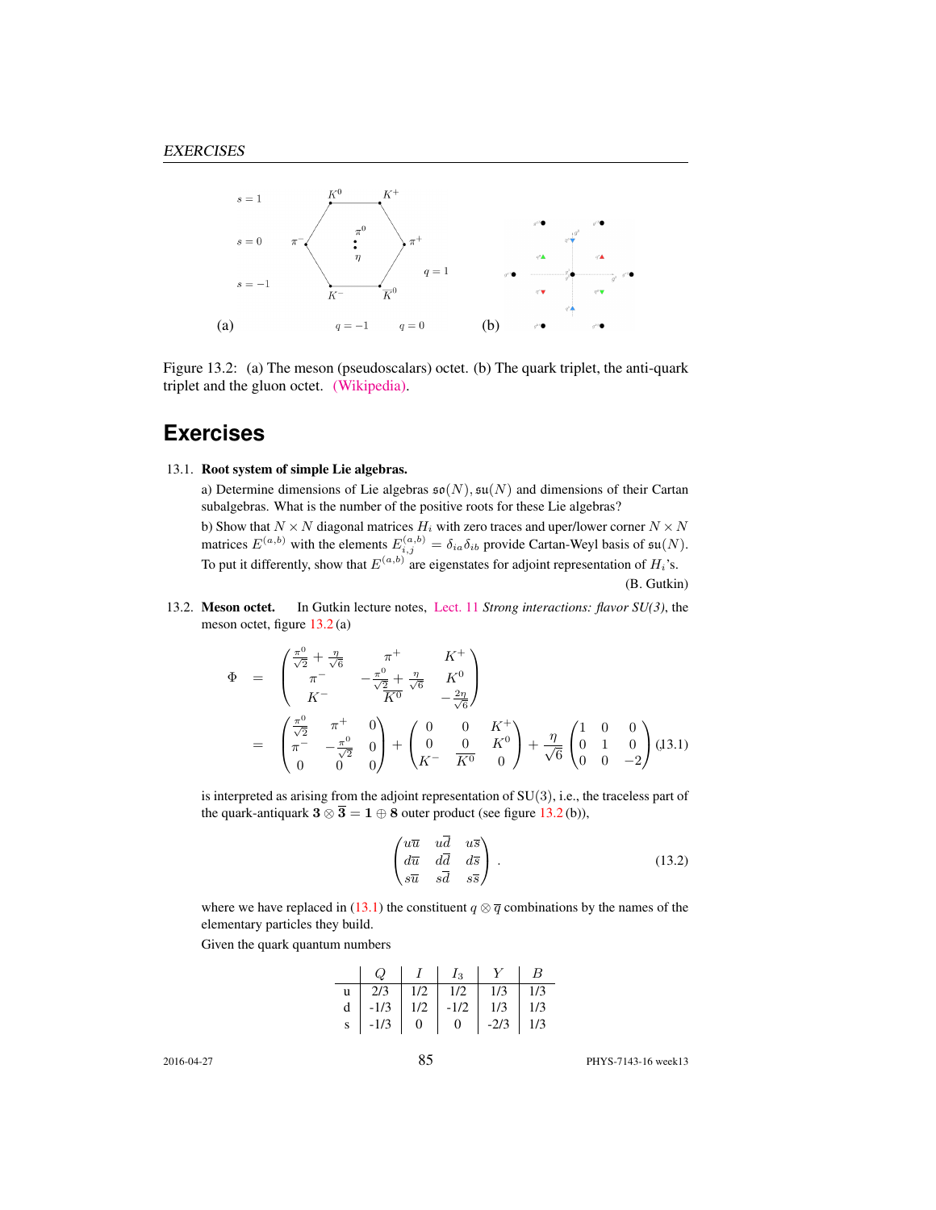Figure 13.2: (a) The meson (pseudoscalars) octet. (b) The quark triplet, the anti-quark triplet and the gluon octet. (Wikipedia).

# Exercises

13.1. **Root system of simple Lie algebras.**

a) Determine dimensions of Lie algebras $\mathfrak{so}(N), \mathfrak{su}(N)$ and dimensions of their Cartan subalgebras. What is the number of the positive roots for these Lie algebras?

b) Show that $N \times N$ diagonal matrices $H_i$ with zero traces and uper/lower corner $N \times N$ matrices $E^{(a,b)}$ with the elements $E^{(a,b)}_{i,j} = \delta_{ia}\delta_{ib}$ provide Cartan-Weyl basis of $\mathfrak{su}(N)$. To put it differently, show that $E^{(a,b)}$ are eigenstates for adjoint representation of $H_i$'s.

(B. Gutkin)

13.2. **Meson octet.** In Gutkin lecture notes, Lect. 11 *Strong interactions: flavor SU(3)*, the meson octet, figure 13.2 (a)

$$
\begin{aligned}
\Phi &= \begin{pmatrix} \frac{\pi^0}{\sqrt{2}} + \frac{\eta}{\sqrt{6}} & \pi^+ & K^+ \\ \pi^- & -\frac{\pi^0}{\sqrt{2}} + \frac{\eta}{\sqrt{6}} & K^0 \\ K^- & \overline{K^0} & -\frac{2\eta}{\sqrt{6}} \end{pmatrix} \\
&= \begin{pmatrix} \frac{\pi^0}{\sqrt{2}} & \pi^+ & 0 \\ \pi^- & -\frac{\pi^0}{\sqrt{2}} & 0 \\ 0 & 0 & 0 \end{pmatrix} + \begin{pmatrix} 0 & 0 & K^+ \\ 0 & 0 & K^0 \\ K^- & \overline{K^0} & 0 \end{pmatrix} + \frac{\eta}{\sqrt{6}} \begin{pmatrix} 1 & 0 & 0 \\ 0 & 1 & 0 \\ 0 & 0 & -2 \end{pmatrix}
\end{aligned}
\tag{13.1}
$$

is interpreted as arising from the adjoint representation of SU(3), i.e., the traceless part of the quark-antiquark $\mathbf{3} \otimes \overline{\mathbf{3}} = \mathbf{1} \oplus \mathbf{8}$ outer product (see figure 13.2 (b)),

$$
\begin{pmatrix} u\overline{u} & u\overline{d} & u\overline{s} \\ d\overline{u} & d\overline{d} & d\overline{s} \\ s\overline{u} & s\overline{d} & s\overline{s} \end{pmatrix} . \tag{13.2}
$$

where we have replaced in (13.1) the constituent $q \otimes \overline{q}$ combinations by the names of the elementary particles they build.

Given the quark quantum numbers

| | $Q$ | $I$ | $I_3$ | $Y$ | $B$ |
|---|---|---|---|---|---|
| u | 2/3 | 1/2 | 1/2 | 1/3 | 1/3 |
| d | -1/3 | 1/2 | -1/2 | 1/3 | 1/3 |
| s | -1/3 | 0 | 0 | -2/3 | 1/3 |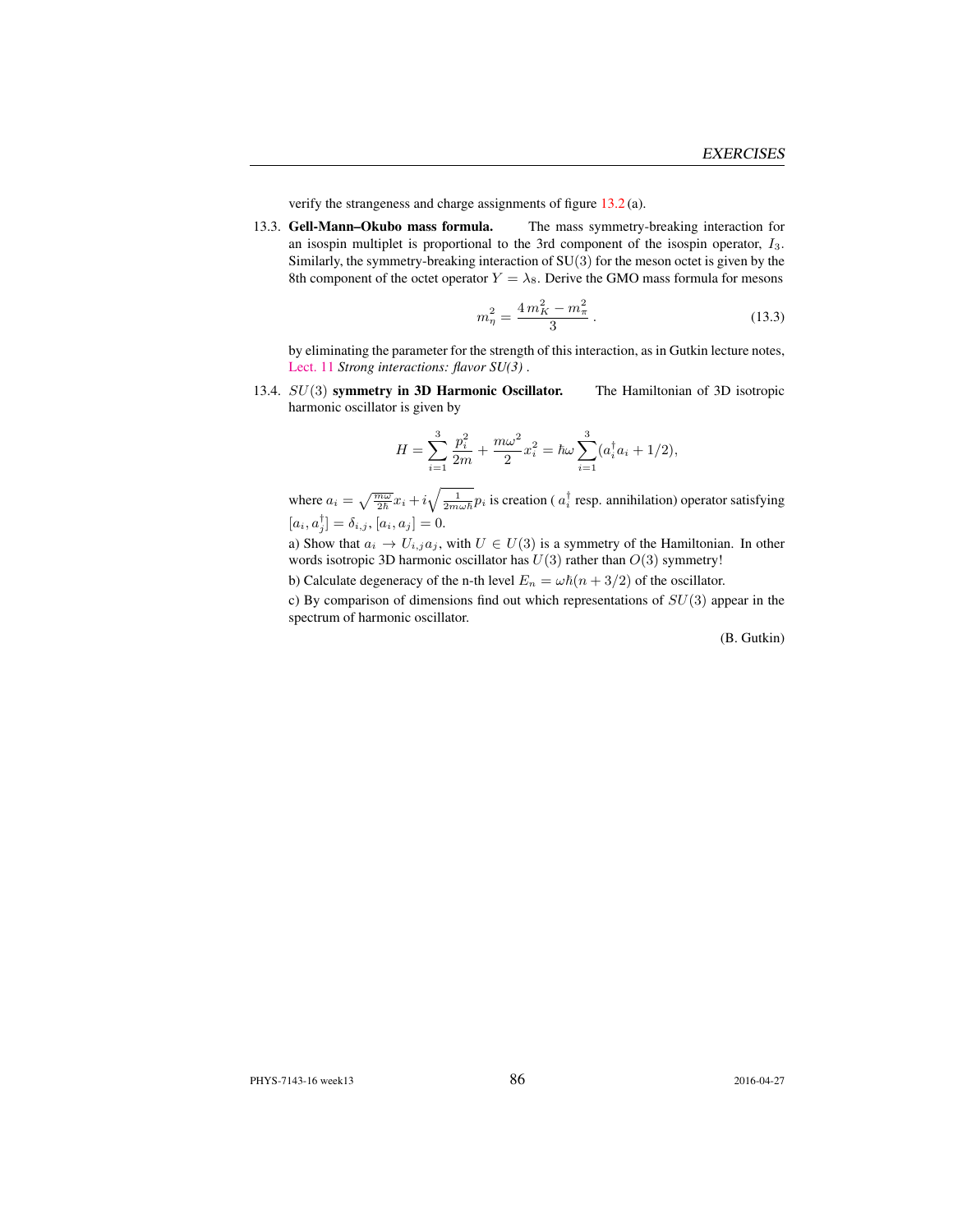verify the strangeness and charge assignments of figure 13.2 (a).

13.3. **Gell-Mann–Okubo mass formula.** The mass symmetry-breaking interaction for an isospin multiplet is proportional to the 3rd component of the isospin operator, $I_3$. Similarly, the symmetry-breaking interaction of SU(3) for the meson octet is given by the 8th component of the octet operator $Y = \lambda_8$. Derive the GMO mass formula for mesons

$$m_\eta^2 = \frac{4\,m_K^2 - m_\pi^2}{3}\,. \tag{13.3}$$

by eliminating the parameter for the strength of this interaction, as in Gutkin lecture notes, Lect. 11 *Strong interactions: flavor SU(3)* .

13.4. $SU(3)$ **symmetry in 3D Harmonic Oscillator.** The Hamiltonian of 3D isotropic harmonic oscillator is given by

$$H = \sum_{i=1}^{3} \frac{p_i^2}{2m} + \frac{m\omega^2}{2} x_i^2 = \hbar\omega \sum_{i=1}^{3} (a_i^\dagger a_i + 1/2),$$

where $a_i = \sqrt{\frac{m\omega}{2\hbar}} x_i + i\sqrt{\frac{1}{2m\omega\hbar}} p_i$ is creation ( $a_i^\dagger$ resp. annihilation) operator satisfying $[a_i, a_j^\dagger] = \delta_{i,j}$, $[a_i, a_j] = 0$.

a) Show that $a_i \to U_{i,j} a_j$, with $U \in U(3)$ is a symmetry of the Hamiltonian. In other words isotropic 3D harmonic oscillator has $U(3)$ rather than $O(3)$ symmetry!

b) Calculate degeneracy of the n-th level $E_n = \omega\hbar(n + 3/2)$ of the oscillator.

c) By comparison of dimensions find out which representations of $SU(3)$ appear in the spectrum of harmonic oscillator.

(B. Gutkin)